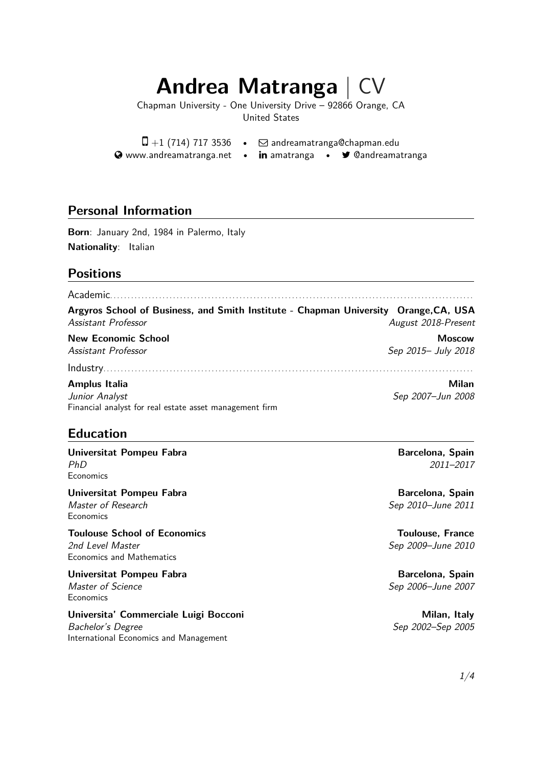# Andrea Matranga | CV

Chapman University - One University Drive – 92866 Orange, CA
United States

+1 (714) 717 3536 • andreamatranga@chapman.edu
www.andreamatranga.net • amatranga • @andreamatranga

## Personal Information

**Born**: January 2nd, 1984 in Palermo, Italy
**Nationality**: Italian

## Positions

Academic

**Argyros School of Business, and Smith Institute - Chapman University** — **Orange,CA, USA**
*Assistant Professor* — *August 2018-Present*

**New Economic School** — **Moscow**
*Assistant Professor* — *Sep 2015– July 2018*

Industry

**Amplus Italia** — **Milan**
*Junior Analyst* — *Sep 2007–Jun 2008*
Financial analyst for real estate asset management firm

## Education

**Universitat Pompeu Fabra** — **Barcelona, Spain**
*PhD* — *2011–2017*
Economics

**Universitat Pompeu Fabra** — **Barcelona, Spain**
*Master of Research* — *Sep 2010–June 2011*
Economics

**Toulouse School of Economics** — **Toulouse, France**
*2nd Level Master* — *Sep 2009–June 2010*
Economics and Mathematics

**Universitat Pompeu Fabra** — **Barcelona, Spain**
*Master of Science* — *Sep 2006–June 2007*
Economics

**Universita' Commerciale Luigi Bocconi** — **Milan, Italy**
*Bachelor's Degree* — *Sep 2002–Sep 2005*
International Economics and Management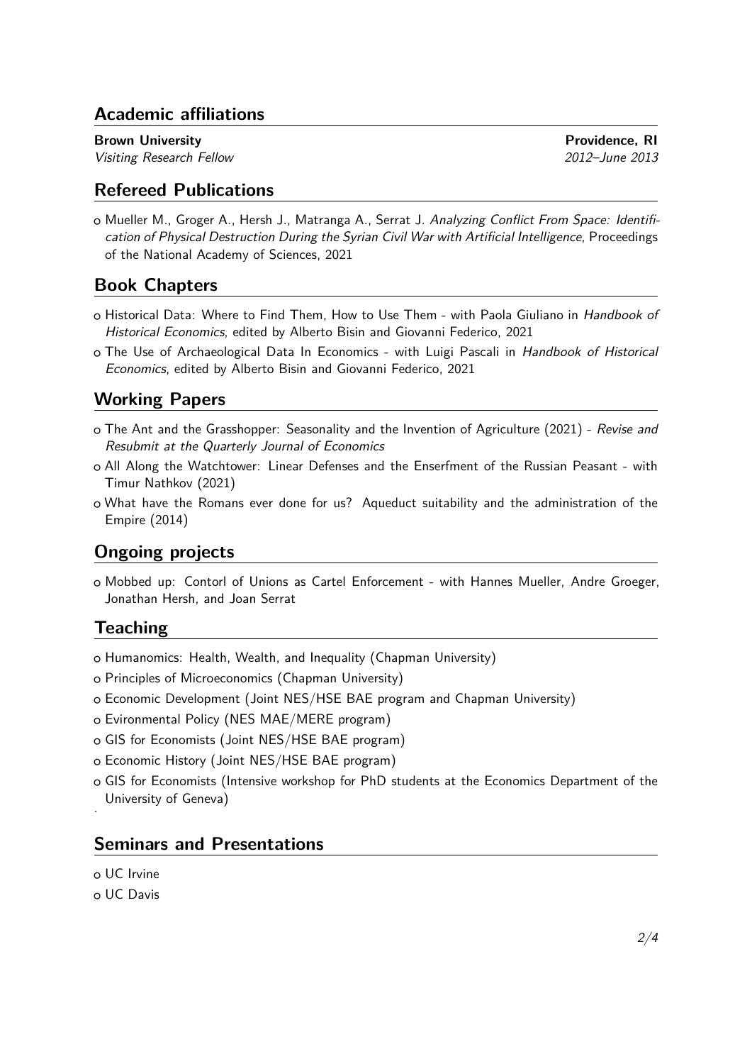## Academic affiliations

**Brown University** — **Providence, RI**
*Visiting Research Fellow* — *2012–June 2013*

## Refereed Publications

- Mueller M., Groger A., Hersh J., Matranga A., Serrat J. *Analyzing Conflict From Space: Identification of Physical Destruction During the Syrian Civil War with Artificial Intelligence*, Proceedings of the National Academy of Sciences, 2021

## Book Chapters

- Historical Data: Where to Find Them, How to Use Them - with Paola Giuliano in *Handbook of Historical Economics*, edited by Alberto Bisin and Giovanni Federico, 2021
- The Use of Archaeological Data In Economics - with Luigi Pascali in *Handbook of Historical Economics*, edited by Alberto Bisin and Giovanni Federico, 2021

## Working Papers

- The Ant and the Grasshopper: Seasonality and the Invention of Agriculture (2021) - *Revise and Resubmit at the Quarterly Journal of Economics*
- All Along the Watchtower: Linear Defenses and the Enserfment of the Russian Peasant - with Timur Nathkov (2021)
- What have the Romans ever done for us? Aqueduct suitability and the administration of the Empire (2014)

## Ongoing projects

- Mobbed up: Contorl of Unions as Cartel Enforcement - with Hannes Mueller, Andre Groeger, Jonathan Hersh, and Joan Serrat

## Teaching

- Humanomics: Health, Wealth, and Inequality (Chapman University)
- Principles of Microeconomics (Chapman University)
- Economic Development (Joint NES/HSE BAE program and Chapman University)
- Evironmental Policy (NES MAE/MERE program)
- GIS for Economists (Joint NES/HSE BAE program)
- Economic History (Joint NES/HSE BAE program)
- GIS for Economists (Intensive workshop for PhD students at the Economics Department of the University of Geneva)

## Seminars and Presentations

- UC Irvine
- UC Davis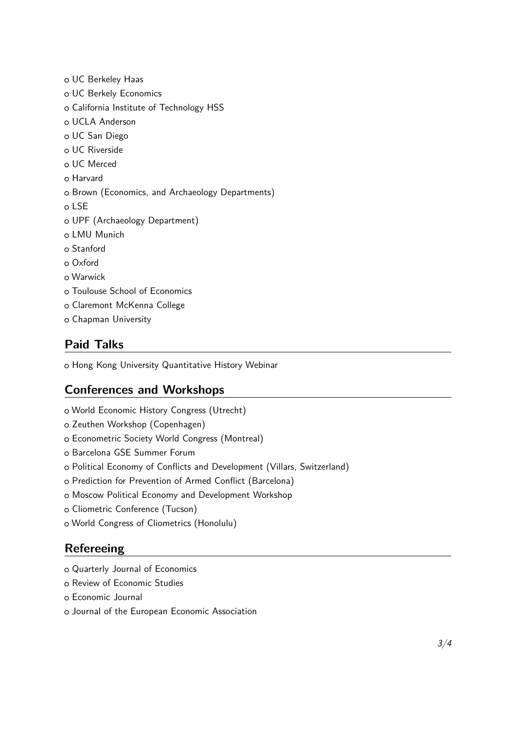- UC Berkeley Haas
- UC Berkely Economics
- California Institute of Technology HSS
- UCLA Anderson
- UC San Diego
- UC Riverside
- UC Merced
- Harvard
- Brown (Economics, and Archaeology Departments)
- LSE
- UPF (Archaeology Department)
- LMU Munich
- Stanford
- Oxford
- Warwick
- Toulouse School of Economics
- Claremont McKenna College
- Chapman University

## Paid Talks

- Hong Kong University Quantitative History Webinar

## Conferences and Workshops

- World Economic History Congress (Utrecht)
- Zeuthen Workshop (Copenhagen)
- Econometric Society World Congress (Montreal)
- Barcelona GSE Summer Forum
- Political Economy of Conflicts and Development (Villars, Switzerland)
- Prediction for Prevention of Armed Conflict (Barcelona)
- Moscow Political Economy and Development Workshop
- Cliometric Conference (Tucson)
- World Congress of Cliometrics (Honolulu)

## Refereeing

- Quarterly Journal of Economics
- Review of Economic Studies
- Economic Journal
- Journal of the European Economic Association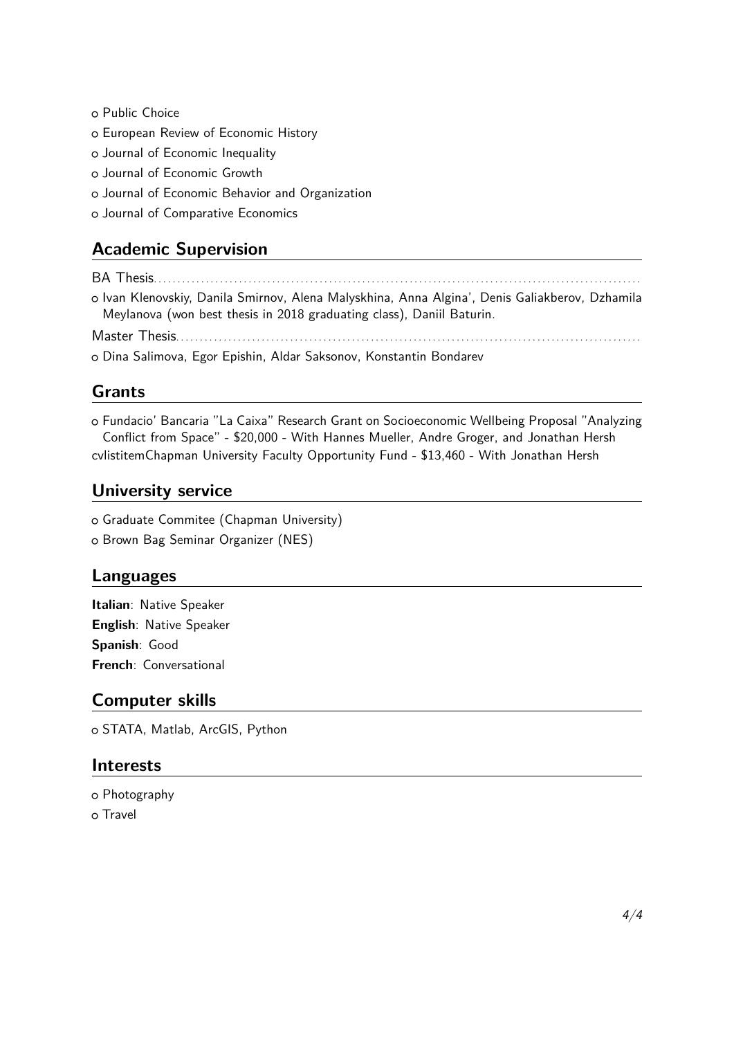- Public Choice
- European Review of Economic History
- Journal of Economic Inequality
- Journal of Economic Growth
- Journal of Economic Behavior and Organization
- Journal of Comparative Economics

## Academic Supervision

BA Thesis

- Ivan Klenovskiy, Danila Smirnov, Alena Malyskhina, Anna Algina', Denis Galiakberov, Dzhamila Meylanova (won best thesis in 2018 graduating class), Daniil Baturin.

Master Thesis

- Dina Salimova, Egor Epishin, Aldar Saksonov, Konstantin Bondarev

## Grants

- Fundacio' Bancaria "La Caixa" Research Grant on Socioeconomic Wellbeing Proposal "Analyzing Conflict from Space" - $20,000 - With Hannes Mueller, Andre Groger, and Jonathan Hersh

cvlistitemChapman University Faculty Opportunity Fund - $13,460 - With Jonathan Hersh

## University service

- Graduate Commitee (Chapman University)
- Brown Bag Seminar Organizer (NES)

## Languages

**Italian**: Native Speaker
**English**: Native Speaker
**Spanish**: Good
**French**: Conversational

## Computer skills

- STATA, Matlab, ArcGIS, Python

## Interests

- Photography
- Travel